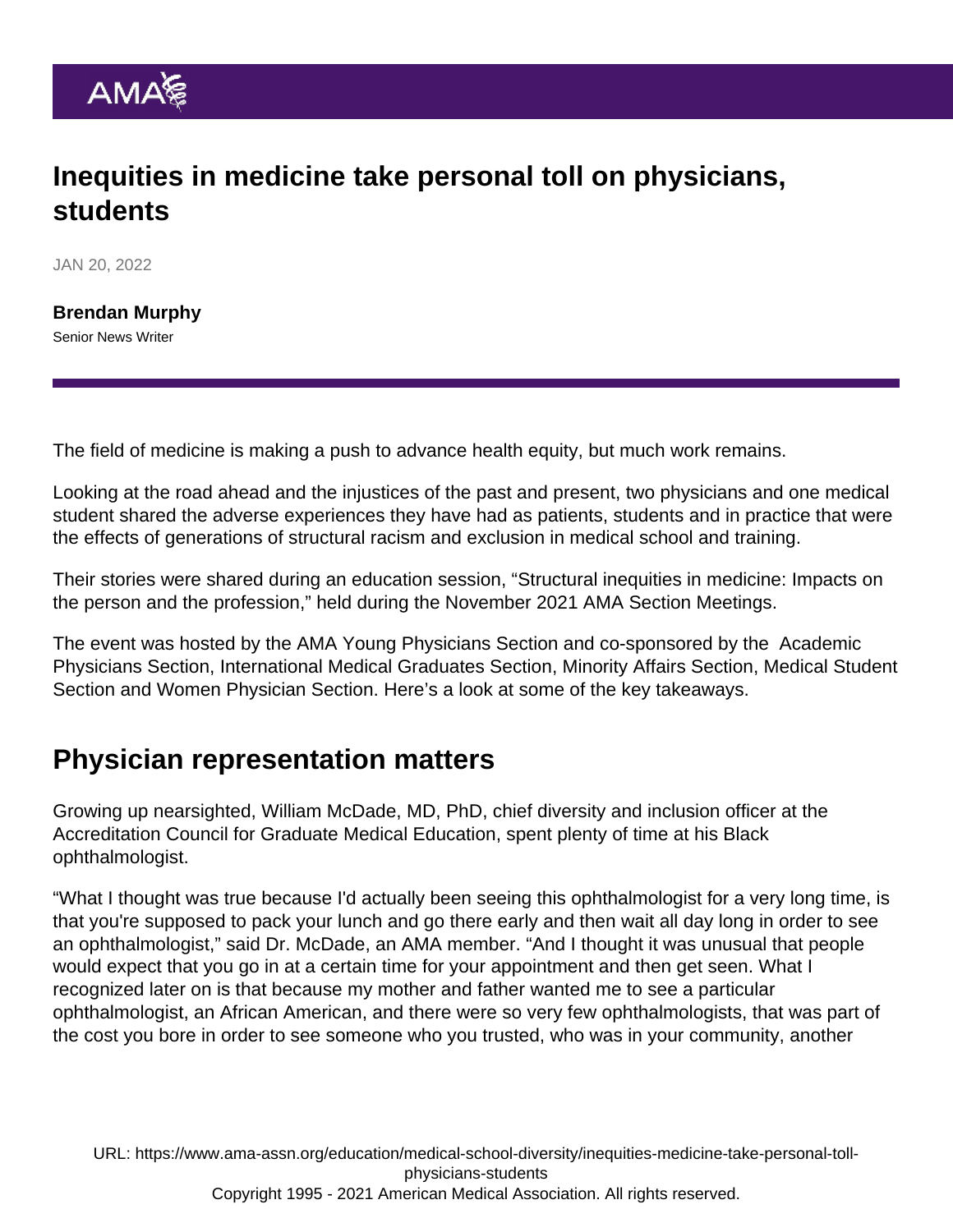# Inequities in medicine take personal toll on physicians, students

JAN 20, 2022

**Brendan Murphy**
Senior News Writer

The field of medicine is making a push to advance health equity, but much work remains.

Looking at the road ahead and the injustices of the past and present, two physicians and one medical student shared the adverse experiences they have had as patients, students and in practice that were the effects of generations of structural racism and exclusion in medical school and training.

Their stories were shared during an education session, "Structural inequities in medicine: Impacts on the person and the profession," held during the November 2021 AMA Section Meetings.

The event was hosted by the AMA Young Physicians Section and co-sponsored by the Academic Physicians Section, International Medical Graduates Section, Minority Affairs Section, Medical Student Section and Women Physician Section. Here's a look at some of the key takeaways.

## Physician representation matters

Growing up nearsighted, William McDade, MD, PhD, chief diversity and inclusion officer at the Accreditation Council for Graduate Medical Education, spent plenty of time at his Black ophthalmologist.

"What I thought was true because I'd actually been seeing this ophthalmologist for a very long time, is that you're supposed to pack your lunch and go there early and then wait all day long in order to see an ophthalmologist," said Dr. McDade, an AMA member. "And I thought it was unusual that people would expect that you go in at a certain time for your appointment and then get seen. What I recognized later on is that because my mother and father wanted me to see a particular ophthalmologist, an African American, and there were so very few ophthalmologists, that was part of the cost you bore in order to see someone who you trusted, who was in your community, another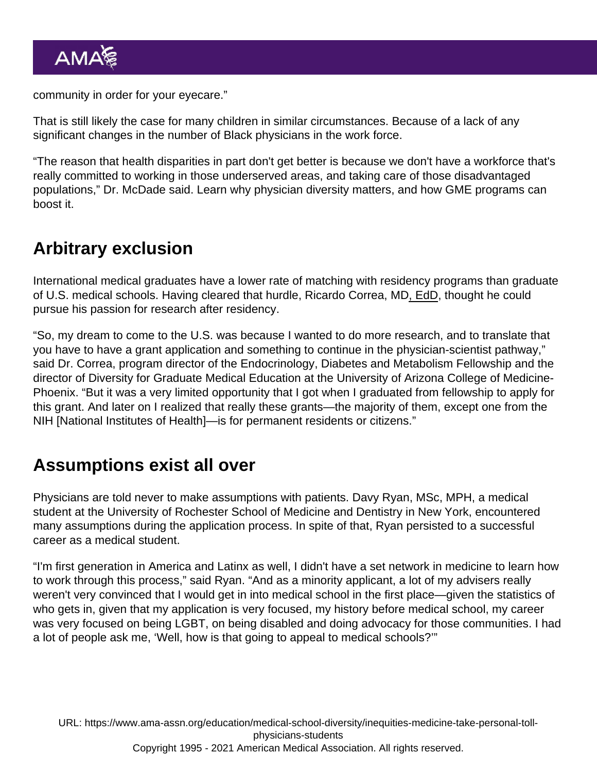community in order for your eyecare."

That is still likely the case for many children in similar circumstances. Because of a lack of any significant changes in the number of Black physicians in the work force.

"The reason that health disparities in part don't get better is because we don't have a workforce that's really committed to working in those underserved areas, and taking care of those disadvantaged populations," Dr. McDade said. Learn why physician diversity matters, and how GME programs can boost it.

## Arbitrary exclusion

International medical graduates have a lower rate of matching with residency programs than graduate of U.S. medical schools. Having cleared that hurdle, Ricardo Correa, MD, EdD, thought he could pursue his passion for research after residency.

"So, my dream to come to the U.S. was because I wanted to do more research, and to translate that you have to have a grant application and something to continue in the physician-scientist pathway," said Dr. Correa, program director of the Endocrinology, Diabetes and Metabolism Fellowship and the director of Diversity for Graduate Medical Education at the University of Arizona College of Medicine-Phoenix. "But it was a very limited opportunity that I got when I graduated from fellowship to apply for this grant. And later on I realized that really these grants—the majority of them, except one from the NIH [National Institutes of Health]—is for permanent residents or citizens."

## Assumptions exist all over

Physicians are told never to make assumptions with patients. Davy Ryan, MSc, MPH, a medical student at the University of Rochester School of Medicine and Dentistry in New York, encountered many assumptions during the application process. In spite of that, Ryan persisted to a successful career as a medical student.

"I'm first generation in America and Latinx as well, I didn't have a set network in medicine to learn how to work through this process," said Ryan. "And as a minority applicant, a lot of my advisers really weren't very convinced that I would get in into medical school in the first place—given the statistics of who gets in, given that my application is very focused, my history before medical school, my career was very focused on being LGBT, on being disabled and doing advocacy for those communities. I had a lot of people ask me, 'Well, how is that going to appeal to medical schools?'"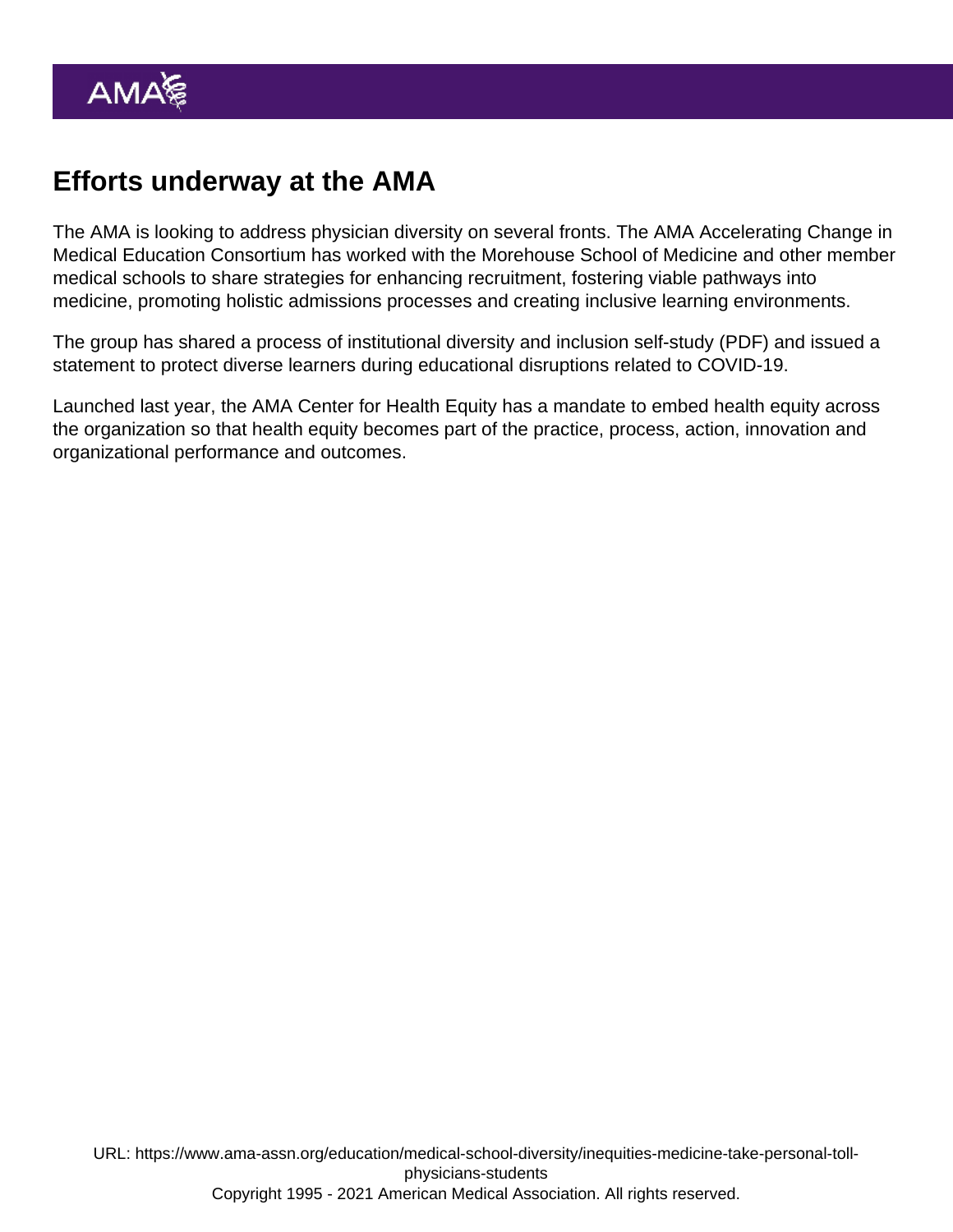## Efforts underway at the AMA

The AMA is looking to address physician diversity on several fronts. The AMA Accelerating Change in Medical Education Consortium has worked with the Morehouse School of Medicine and other member medical schools to share strategies for enhancing recruitment, fostering viable pathways into medicine, promoting holistic admissions processes and creating inclusive learning environments.

The group has shared a process of institutional diversity and inclusion self-study (PDF) and issued a statement to protect diverse learners during educational disruptions related to COVID-19.

Launched last year, the AMA Center for Health Equity has a mandate to embed health equity across the organization so that health equity becomes part of the practice, process, action, innovation and organizational performance and outcomes.